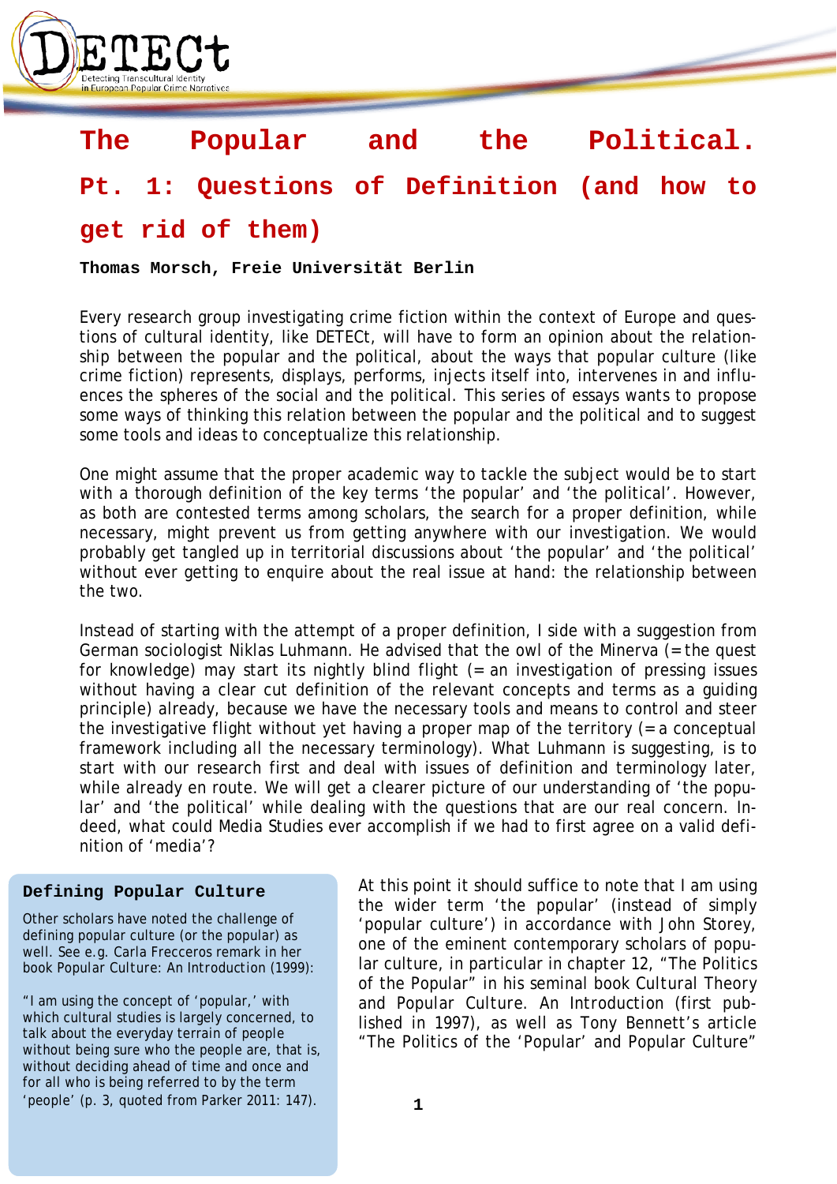# The Popular and the Political.

## Pt. 1: Questions of Definition (and how to get rid of them)

**Thomas Morsch, Freie Universität Berlin**

Every research group investigating crime fiction within the context of Europe and questions of cultural identity, like DETECt, will have to form an opinion about the relationship between the popular and the political, about the ways that popular culture (like crime fiction) represents, displays, performs, injects itself into, intervenes in and influences the spheres of the social and the political. This series of essays wants to propose some ways of thinking this relation between the popular and the political and to suggest some tools and ideas to conceptualize this relationship.

One might assume that the proper academic way to tackle the subject would be to start with a thorough definition of the key terms 'the popular' and 'the political'. However, as both are contested terms among scholars, the search for a proper definition, while necessary, might prevent us from getting anywhere with our investigation. We would probably get tangled up in territorial discussions about 'the popular' and 'the political' without ever getting to enquire about the real issue at hand: the relationship between the two.

Instead of starting with the attempt of a proper definition, I side with a suggestion from German sociologist Niklas Luhmann. He advised that the owl of the Minerva (= the quest for knowledge) may start its nightly blind flight (= an investigation of pressing issues without having a clear cut definition of the relevant concepts and terms as a guiding principle) already, because we have the necessary tools and means to control and steer the investigative flight without yet having a proper map of the territory (= a conceptual framework including all the necessary terminology). What Luhmann is suggesting, is to start with our research first and deal with issues of definition and terminology later, while already en route. We will get a clearer picture of our understanding of 'the popular' and 'the political' while dealing with the questions that are our real concern. Indeed, what could Media Studies ever accomplish if we had to first agree on a valid definition of 'media'?

### Defining Popular Culture

Other scholars have noted the challenge of defining popular culture (or the popular) as well. See e.g. Carla Frecceros remark in her book Popular Culture: An Introduction (1999):

"I am using the concept of 'popular,' with which cultural studies is largely concerned, to talk about the everyday terrain of people without being sure who the people are, that is, without deciding ahead of time and once and for all who is being referred to by the term 'people' (p. 3, quoted from Parker 2011: 147).

At this point it should suffice to note that I am using the wider term 'the popular' (instead of simply 'popular culture') in accordance with John Storey, one of the eminent contemporary scholars of popular culture, in particular in chapter 12, "The Politics of the Popular" in his seminal book Cultural Theory and Popular Culture. An Introduction (first published in 1997), as well as Tony Bennett's article "The Politics of the 'Popular' and Popular Culture"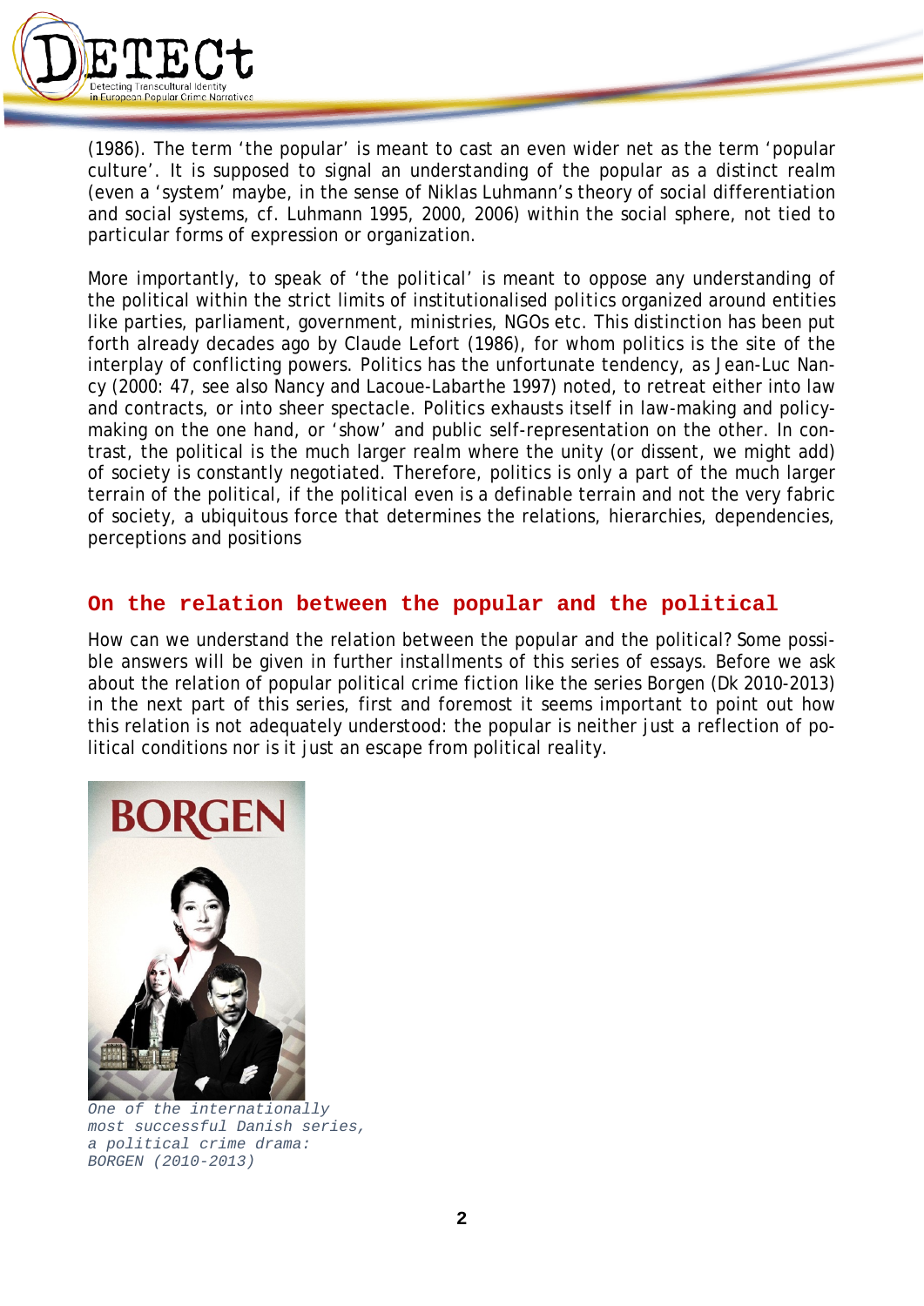(1986). The term 'the popular' is meant to cast an even wider net as the term 'popular culture'. It is supposed to signal an understanding of the popular as a distinct realm (even a 'system' maybe, in the sense of Niklas Luhmann's theory of social differentiation and social systems, cf. Luhmann 1995, 2000, 2006) within the social sphere, not tied to particular forms of expression or organization.

More importantly, to speak of 'the political' is meant to oppose any understanding of the political within the strict limits of institutionalised politics organized around entities like parties, parliament, government, ministries, NGOs etc. This distinction has been put forth already decades ago by Claude Lefort (1986), for whom politics is the site of the interplay of conflicting powers. Politics has the unfortunate tendency, as Jean-Luc Nancy (2000: 47, see also Nancy and Lacoue-Labarthe 1997) noted, to retreat either into law and contracts, or into sheer spectacle. Politics exhausts itself in law-making and policy-making on the one hand, or 'show' and public self-representation on the other. In contrast, the political is the much larger realm where the unity (or dissent, we might add) of society is constantly negotiated. Therefore, politics is only a part of the much larger terrain of the political, if the political even is a definable terrain and not the very fabric of society, a ubiquitous force that determines the relations, hierarchies, dependencies, perceptions and positions

## On the relation between the popular and the political

How can we understand the relation between the popular and the political? Some possible answers will be given in further installments of this series of essays. Before we ask about the relation of popular political crime fiction like the series Borgen (Dk 2010-2013) in the next part of this series, first and foremost it seems important to point out how this relation is not adequately understood: the popular is neither just a reflection of political conditions nor is it just an escape from political reality.

*One of the internationally most successful Danish series, a political crime drama: BORGEN (2010-2013)*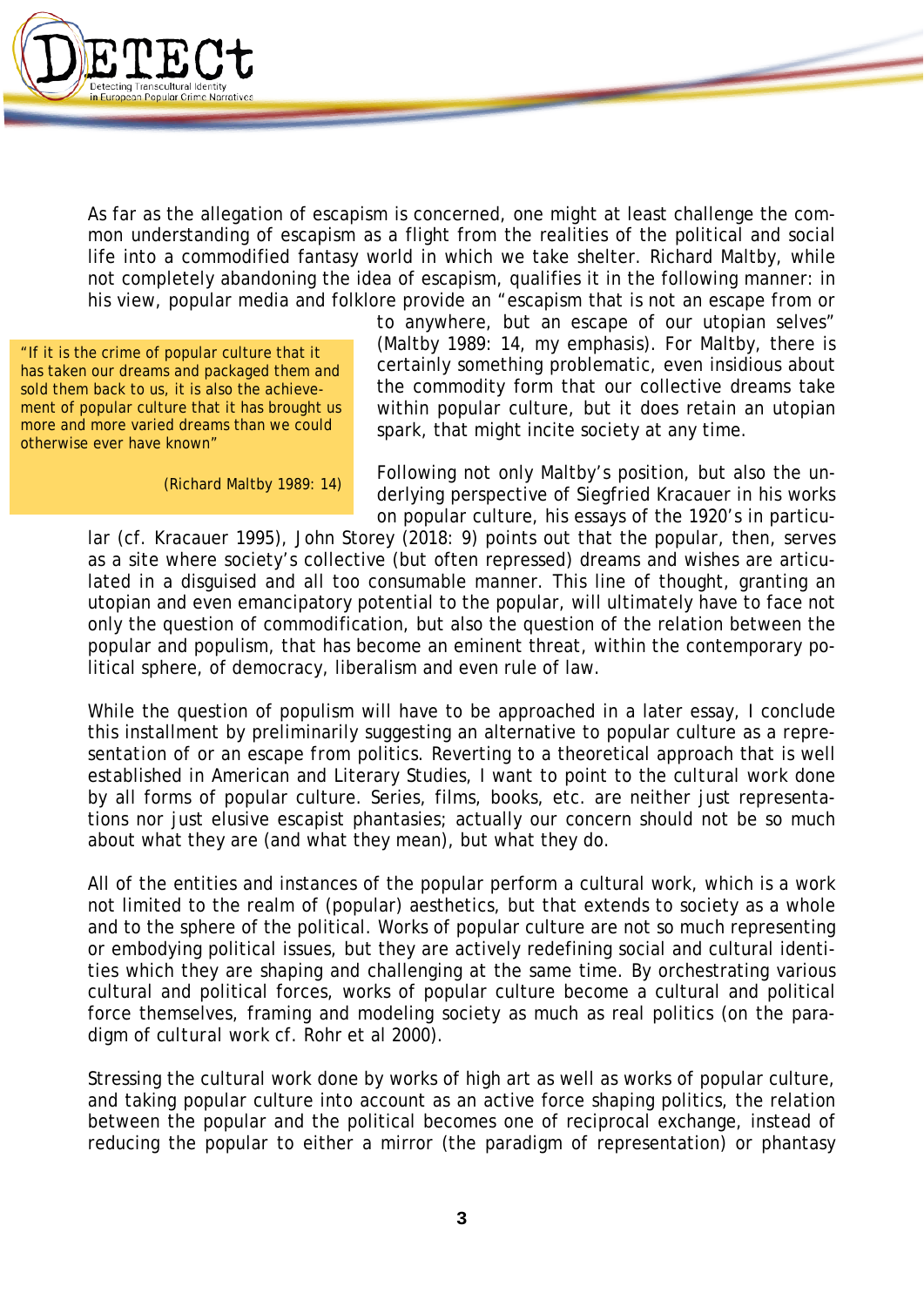As far as the allegation of escapism is concerned, one might at least challenge the common understanding of escapism as a flight from the realities of the political and social life into a commodified fantasy world in which we take shelter. Richard Maltby, while not completely abandoning the idea of escapism, qualifies it in the following manner: in his view, popular media and folklore provide an "escapism that is not an escape from or to anywhere, but an escape of our utopian selves" (Maltby 1989: 14, my emphasis). For Maltby, there is certainly something problematic, even insidious about the commodity form that our collective dreams take within popular culture, but it does retain an utopian spark, that might incite society at any time.

> "If it is the crime of popular culture that it has taken our dreams and packaged them and sold them back to us, it is also the achievement of popular culture that it has brought us more and more varied dreams than we could otherwise ever have known"
>
> (Richard Maltby 1989: 14)

Following not only Maltby's position, but also the underlying perspective of Siegfried Kracauer in his works on popular culture, his essays of the 1920's in particular (cf. Kracauer 1995), John Storey (2018: 9) points out that the popular, then, serves as a site where society's collective (but often repressed) dreams and wishes are articulated in a disguised and all too consumable manner. This line of thought, granting an utopian and even emancipatory potential to the popular, will ultimately have to face not only the question of commodification, but also the question of the relation between the popular and populism, that has become an eminent threat, within the contemporary political sphere, of democracy, liberalism and even rule of law.

While the question of populism will have to be approached in a later essay, I conclude this installment by preliminarily suggesting an alternative to popular culture as a representation of or an escape from politics. Reverting to a theoretical approach that is well established in American and Literary Studies, I want to point to the cultural work done by all forms of popular culture. Series, films, books, etc. are neither just representations nor just elusive escapist phantasies; actually our concern should not be so much about what they are (and what they mean), but what they do.

All of the entities and instances of the popular perform a cultural work, which is a work not limited to the realm of (popular) aesthetics, but that extends to society as a whole and to the sphere of the political. Works of popular culture are not so much representing or embodying political issues, but they are actively redefining social and cultural identities which they are shaping and challenging at the same time. By orchestrating various cultural and political forces, works of popular culture become a cultural and political force themselves, framing and modeling society as much as real politics (on the paradigm of cultural work cf. Rohr et al 2000).

Stressing the cultural work done by works of high art as well as works of popular culture, and taking popular culture into account as an active force shaping politics, the relation between the popular and the political becomes one of reciprocal exchange, instead of reducing the popular to either a mirror (the paradigm of representation) or phantasy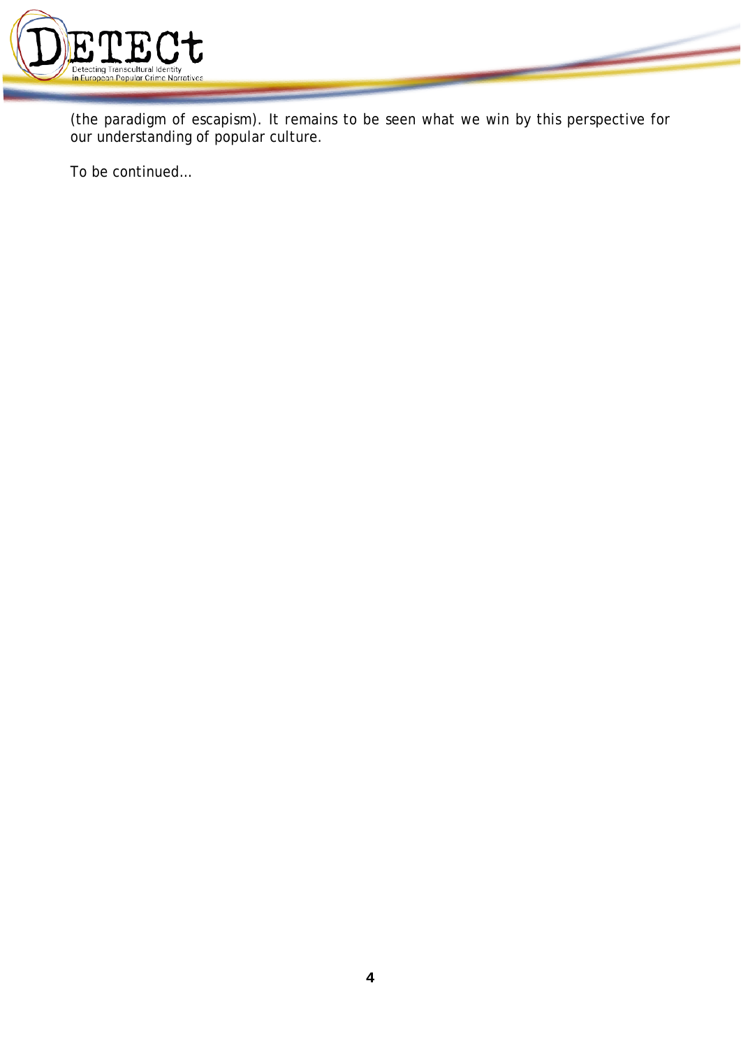(the paradigm of escapism). It remains to be seen what we win by this perspective for our understanding of popular culture.

To be continued…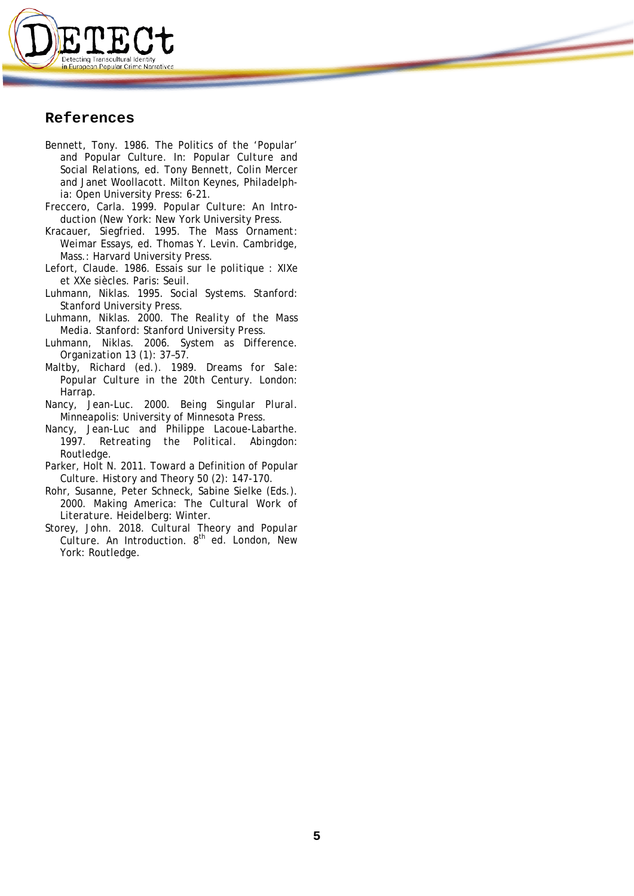## References

Bennett, Tony. 1986. The Politics of the 'Popular' and Popular Culture. In: Popular Culture and Social Relations, ed. Tony Bennett, Colin Mercer and Janet Woollacott. Milton Keynes, Philadelphia: Open University Press: 6-21.

Freccero, Carla. 1999. Popular Culture: An Introduction (New York: New York University Press.

Kracauer, Siegfried. 1995. The Mass Ornament: Weimar Essays, ed. Thomas Y. Levin. Cambridge, Mass.: Harvard University Press.

Lefort, Claude. 1986. Essais sur le politique : XIXe et XXe siècles. Paris: Seuil.

Luhmann, Niklas. 1995. Social Systems. Stanford: Stanford University Press.

Luhmann, Niklas. 2000. The Reality of the Mass Media. Stanford: Stanford University Press.

Luhmann, Niklas. 2006. System as Difference. Organization 13 (1): 37–57.

Maltby, Richard (ed.). 1989. Dreams for Sale: Popular Culture in the 20th Century. London: Harrap.

Nancy, Jean-Luc. 2000. Being Singular Plural. Minneapolis: University of Minnesota Press.

Nancy, Jean-Luc and Philippe Lacoue-Labarthe. 1997. Retreating the Political. Abingdon: Routledge.

Parker, Holt N. 2011. Toward a Definition of Popular Culture. History and Theory 50 (2): 147-170.

Rohr, Susanne, Peter Schneck, Sabine Sielke (Eds.). 2000. Making America: The Cultural Work of Literature. Heidelberg: Winter.

Storey, John. 2018. Cultural Theory and Popular Culture. An Introduction. 8th ed. London, New York: Routledge.